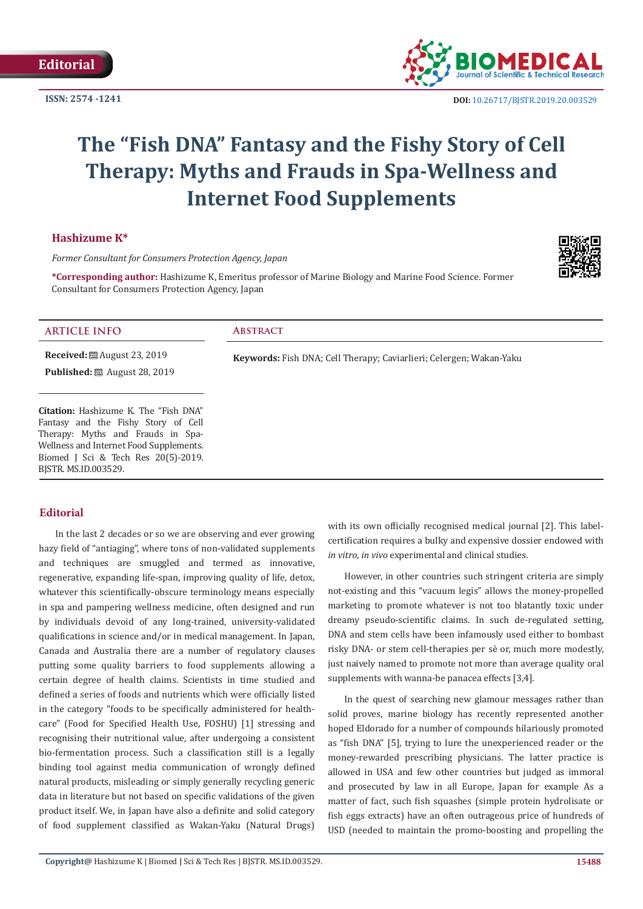Editorial

ISSN: 2574 -1241

DOI: 10.26717/BJSTR.2019.20.003529

# The "Fish DNA" Fantasy and the Fishy Story of Cell Therapy: Myths and Frauds in Spa-Wellness and Internet Food Supplements

**Hashizume K***

*Former Consultant for Consumers Protection Agency, Japan*

***Corresponding author:** Hashizume K, Emeritus professor of Marine Biology and Marine Food Science. Former Consultant for Consumers Protection Agency, Japan

## ARTICLE INFO

**Received:** August 23, 2019

**Published:** August 28, 2019

**Citation:** Hashizume K. The "Fish DNA" Fantasy and the Fishy Story of Cell Therapy: Myths and Frauds in Spa-Wellness and Internet Food Supplements. Biomed J Sci & Tech Res 20(5)-2019. BJSTR. MS.ID.003529.

## Abstract

**Keywords:** Fish DNA; Cell Therapy; Caviarlieri; Celergen; Wakan-Yaku

## Editorial

In the last 2 decades or so we are observing and ever growing hazy field of "antiaging", where tons of non-validated supplements and techniques are smuggled and termed as innovative, regenerative, expanding life-span, improving quality of life, detox, whatever this scientifically-obscure terminology means especially in spa and pampering wellness medicine, often designed and run by individuals devoid of any long-trained, university-validated qualifications in science and/or in medical management. In Japan, Canada and Australia there are a number of regulatory clauses putting some quality barriers to food supplements allowing a certain degree of health claims. Scientists in time studied and defined a series of foods and nutrients which were officially listed in the category "foods to be specifically administered for health-care" (Food for Specified Health Use, FOSHU) [1] stressing and recognising their nutritional value, after undergoing a consistent bio-fermentation process. Such a classification still is a legally binding tool against media communication of wrongly defined natural products, misleading or simply generally recycling generic data in literature but not based on specific validations of the given product itself. We, in Japan have also a definite and solid category of food supplement classified as Wakan-Yaku (Natural Drugs) with its own officially recognised medical journal [2]. This label-certification requires a bulky and expensive dossier endowed with *in vitro*, *in vivo* experimental and clinical studies.

However, in other countries such stringent criteria are simply not-existing and this "vacuum legis" allows the money-propelled marketing to promote whatever is not too blatantly toxic under dreamy pseudo-scientific claims. In such de-regulated setting, DNA and stem cells have been infamously used either to bombast risky DNA- or stem cell-therapies per sè or, much more modestly, just naively named to promote not more than average quality oral supplements with wanna-be panacea effects [3,4].

In the quest of searching new glamour messages rather than solid proves, marine biology has recently represented another hoped Eldorado for a number of compounds hilariously promoted as "fish DNA" [5], trying to lure the unexperienced reader or the money-rewarded prescribing physicians. The latter practice is allowed in USA and few other countries but judged as immoral and prosecuted by law in all Europe, Japan for example As a matter of fact, such fish squashes (simple protein hydrolisate or fish eggs extracts) have an often outrageous price of hundreds of USD (needed to maintain the promo-boosting and propelling the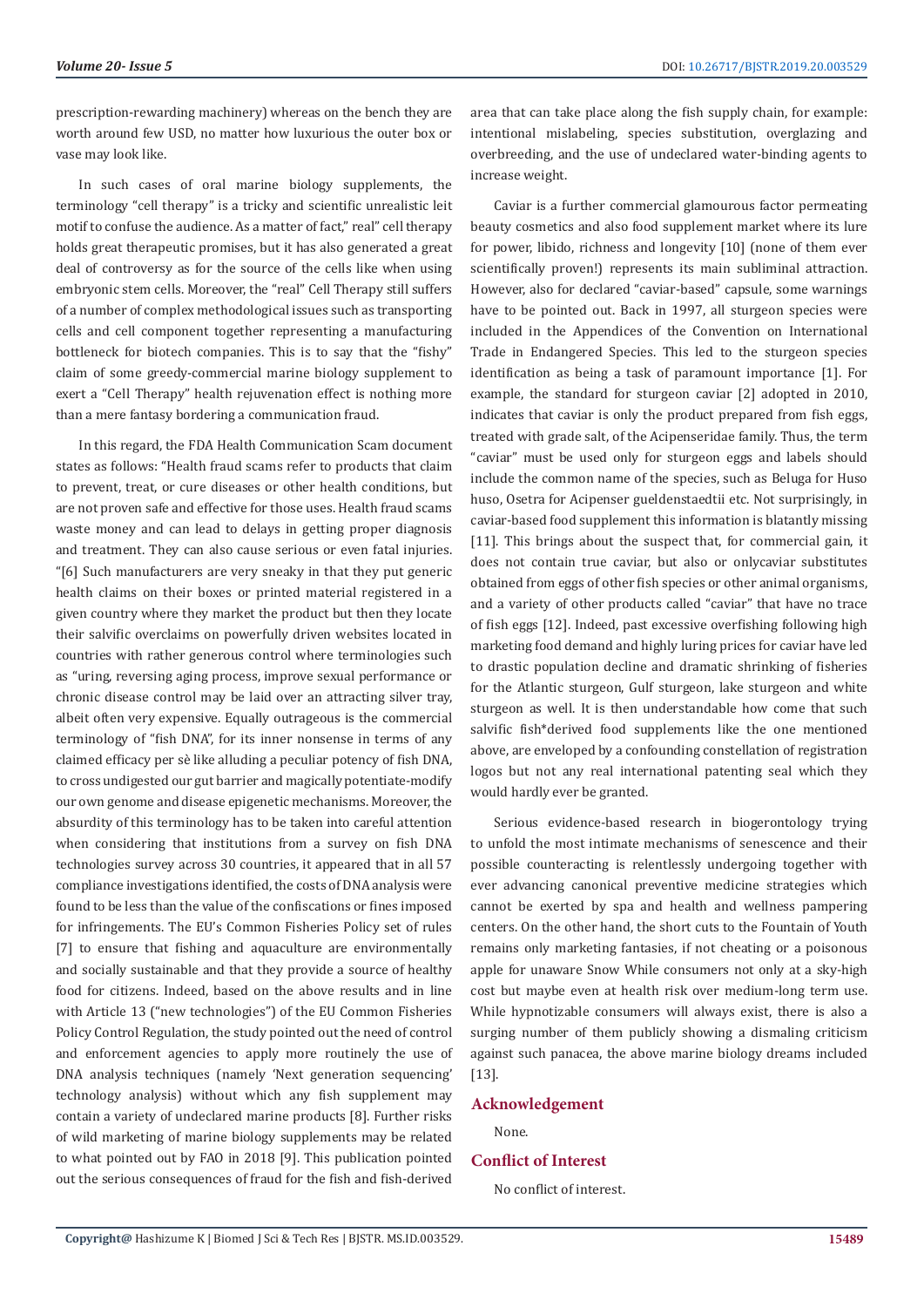prescription-rewarding machinery) whereas on the bench they are worth around few USD, no matter how luxurious the outer box or vase may look like.

In such cases of oral marine biology supplements, the terminology "cell therapy" is a tricky and scientific unrealistic leit motif to confuse the audience. As a matter of fact," real" cell therapy holds great therapeutic promises, but it has also generated a great deal of controversy as for the source of the cells like when using embryonic stem cells. Moreover, the "real" Cell Therapy still suffers of a number of complex methodological issues such as transporting cells and cell component together representing a manufacturing bottleneck for biotech companies. This is to say that the "fishy" claim of some greedy-commercial marine biology supplement to exert a "Cell Therapy" health rejuvenation effect is nothing more than a mere fantasy bordering a communication fraud.

In this regard, the FDA Health Communication Scam document states as follows: "Health fraud scams refer to products that claim to prevent, treat, or cure diseases or other health conditions, but are not proven safe and effective for those uses. Health fraud scams waste money and can lead to delays in getting proper diagnosis and treatment. They can also cause serious or even fatal injuries. "[6] Such manufacturers are very sneaky in that they put generic health claims on their boxes or printed material registered in a given country where they market the product but then they locate their salvific overclaims on powerfully driven websites located in countries with rather generous control where terminologies such as "uring, reversing aging process, improve sexual performance or chronic disease control may be laid over an attracting silver tray, albeit often very expensive. Equally outrageous is the commercial terminology of "fish DNA", for its inner nonsense in terms of any claimed efficacy per sè like alluding a peculiar potency of fish DNA, to cross undigested our gut barrier and magically potentiate-modify our own genome and disease epigenetic mechanisms. Moreover, the absurdity of this terminology has to be taken into careful attention when considering that institutions from a survey on fish DNA technologies survey across 30 countries, it appeared that in all 57 compliance investigations identified, the costs of DNA analysis were found to be less than the value of the confiscations or fines imposed for infringements. The EU's Common Fisheries Policy set of rules [7] to ensure that fishing and aquaculture are environmentally and socially sustainable and that they provide a source of healthy food for citizens. Indeed, based on the above results and in line with Article 13 ("new technologies") of the EU Common Fisheries Policy Control Regulation, the study pointed out the need of control and enforcement agencies to apply more routinely the use of DNA analysis techniques (namely 'Next generation sequencing' technology analysis) without which any fish supplement may contain a variety of undeclared marine products [8]. Further risks of wild marketing of marine biology supplements may be related to what pointed out by FAO in 2018 [9]. This publication pointed out the serious consequences of fraud for the fish and fish-derived area that can take place along the fish supply chain, for example: intentional mislabeling, species substitution, overglazing and overbreeding, and the use of undeclared water-binding agents to increase weight.

Caviar is a further commercial glamourous factor permeating beauty cosmetics and also food supplement market where its lure for power, libido, richness and longevity [10] (none of them ever scientifically proven!) represents its main subliminal attraction. However, also for declared "caviar-based" capsule, some warnings have to be pointed out. Back in 1997, all sturgeon species were included in the Appendices of the Convention on International Trade in Endangered Species. This led to the sturgeon species identification as being a task of paramount importance [1]. For example, the standard for sturgeon caviar [2] adopted in 2010, indicates that caviar is only the product prepared from fish eggs, treated with grade salt, of the Acipenseridae family. Thus, the term "caviar" must be used only for sturgeon eggs and labels should include the common name of the species, such as Beluga for Huso huso, Osetra for Acipenser gueldenstaedtii etc. Not surprisingly, in caviar-based food supplement this information is blatantly missing [11]. This brings about the suspect that, for commercial gain, it does not contain true caviar, but also or onlycaviar substitutes obtained from eggs of other fish species or other animal organisms, and a variety of other products called "caviar" that have no trace of fish eggs [12]. Indeed, past excessive overfishing following high marketing food demand and highly luring prices for caviar have led to drastic population decline and dramatic shrinking of fisheries for the Atlantic sturgeon, Gulf sturgeon, lake sturgeon and white sturgeon as well. It is then understandable how come that such salvific fish*derived food supplements like the one mentioned above, are enveloped by a confounding constellation of registration logos but not any real international patenting seal which they would hardly ever be granted.

Serious evidence-based research in biogerontology trying to unfold the most intimate mechanisms of senescence and their possible counteracting is relentlessly undergoing together with ever advancing canonical preventive medicine strategies which cannot be exerted by spa and health and wellness pampering centers. On the other hand, the short cuts to the Fountain of Youth remains only marketing fantasies, if not cheating or a poisonous apple for unaware Snow While consumers not only at a sky-high cost but maybe even at health risk over medium-long term use. While hypnotizable consumers will always exist, there is also a surging number of them publicly showing a dismaling criticism against such panacea, the above marine biology dreams included [13].

## Acknowledgement

None.

## Conflict of Interest

No conflict of interest.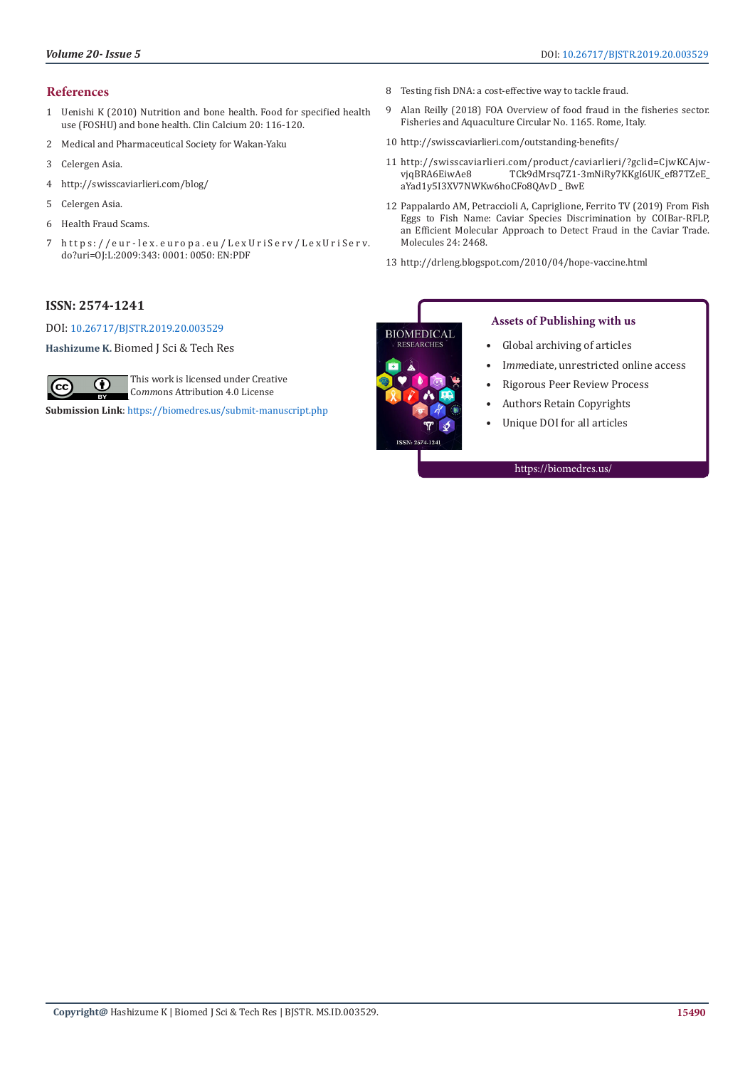## References

1. Uenishi K (2010) Nutrition and bone health. Food for specified health use (FOSHU) and bone health. Clin Calcium 20: 116-120.
2. Medical and Pharmaceutical Society for Wakan-Yaku
3. Celergen Asia.
4. http://swisscaviarlieri.com/blog/
5. Celergen Asia.
6. Health Fraud Scams.
7. https://eur-lex.europa.eu/LexUriServ/LexUriServ.do?uri=OJ:L:2009:343: 0001: 0050: EN:PDF
8. Testing fish DNA: a cost-effective way to tackle fraud.
9. Alan Reilly (2018) FOA Overview of food fraud in the fisheries sector. Fisheries and Aquaculture Circular No. 1165. Rome, Italy.
10. http://swisscaviarlieri.com/outstanding-benefits/
11. http://swisscaviarlieri.com/product/caviarlieri/?gclid=CjwKCAjw-vjqBRA6EiwAe8 TCk9dMrsq7Z1-3mNiRy7KKgI6UK_ef87TZeE_aYad1y5I3XV7NWKw6hoCFo8QAvD _ BwE
12. Pappalardo AM, Petraccioli A, Capriglione, Ferrito TV (2019) From Fish Eggs to Fish Name: Caviar Species Discrimination by COIBar-RFLP, an Efficient Molecular Approach to Detect Fraud in the Caviar Trade. Molecules 24: 2468.
13. http://drleng.blogspot.com/2010/04/hope-vaccine.html

**ISSN: 2574-1241**

DOI: 10.26717/BJSTR.2019.20.003529

**Hashizume K.** Biomed J Sci & Tech Res

This work is licensed under Creative Commons Attribution 4.0 License

**Submission Link**: https://biomedres.us/submit-manuscript.php

### Assets of Publishing with us

- Global archiving of articles
- Immediate, unrestricted online access
- Rigorous Peer Review Process
- Authors Retain Copyrights
- Unique DOI for all articles

https://biomedres.us/